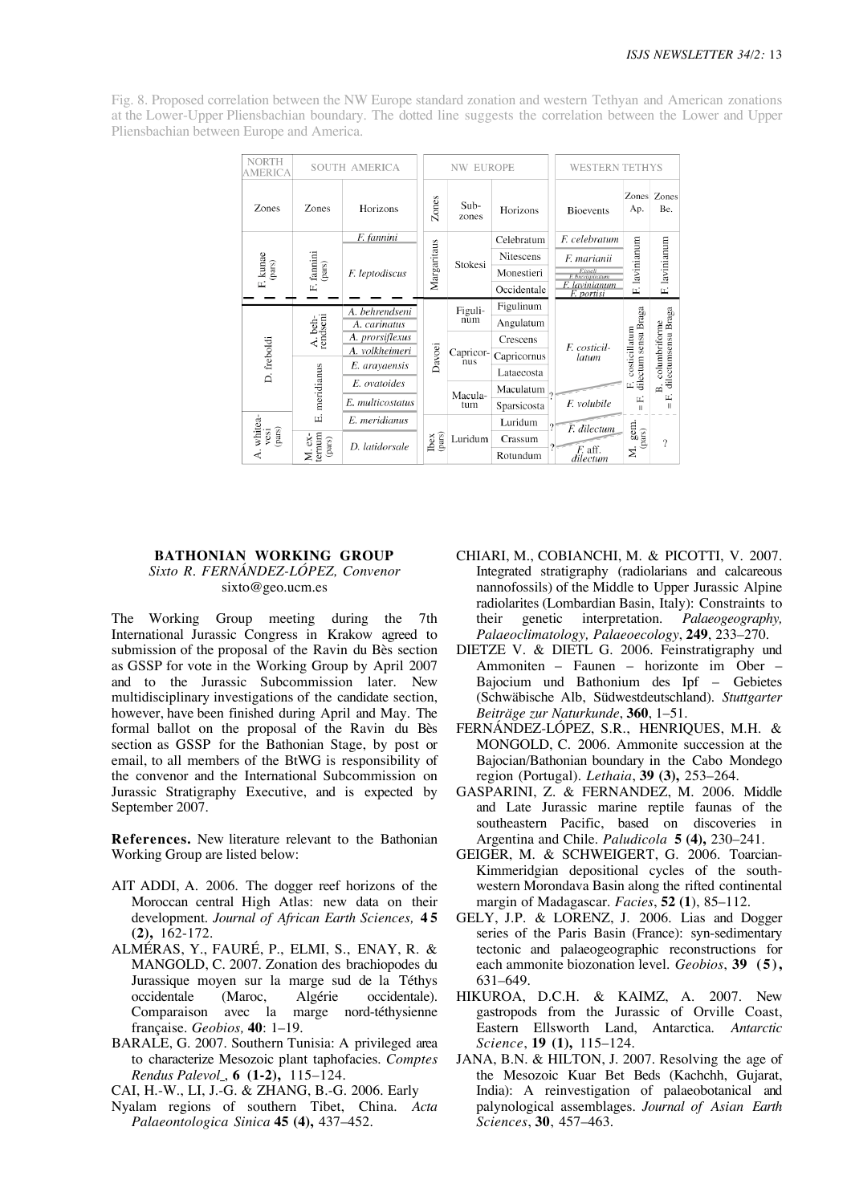Fig. 8. Proposed correlation between the NW Europe standard zonation and western Tethyan and American zonations at the Lower-Upper Pliensbachian boundary. The dotted line suggests the correlation between the Lower and Upper Pliensbachian between Europe and America.

| NORTH AMERICA | SOUTH AMERICA | | NW EUROPE | | | WESTERN TETHYS | | |
|---|---|---|---|---|---|---|---|---|
| Zones | Zones | Horizons | Zones | Sub-zones | Horizons | Bioevents | Zones Ap. | Zones Be. |
| F. kunae (pars) | F. fannini (pars) | F. fannini | Margaritaus | Stokesi | Celebratum | F. celebratum | F. lavinianum | F. lavinianum |
| | | F. leptodiscus | | | Nitescens | F. marianii | | |
| | | | | | Monestieri | F. fieseli / F. fornyiformis | | |
| | | | | | Occidentale | F. lavinianum / F. portisi | | |
| D. freboldi | A. behrendseni | A. behrendseni | Davoei | Figulinum | Figulinum | F. costicillatum | F. costicillatum = F. dilectum sensu Braga | B. columbriforme = F. dilectum sensu Braga |
| | | A. carinatus | | | Angulatum | | | |
| | | A. prorsiflexus | | Capricornus | Crescens | | | |
| | | A. volkheimeri | | | Capricornus | | | |
| | E. meridianus | E. arayaensis | | | Lataecosta | | | |
| | | E. ovatoides | | Maculatum | Maculatum | ? | | |
| | | E. multicostatus | | | Sparsicosta | F. volubile | | |
| A. whiteavesi (pars) | | E. meridianus | Ibex (pars) | Luridum | Luridum | ? F. dilectum | M. gem. (pars) | ? |
| | M. externum (pars) | D. latidorsale | | | Crassum | ? | | |
| | | | | | Rotundum | F. aff. dilectum | | |

## BATHONIAN WORKING GROUP

*Sixto R. FERNÁNDEZ-LÓPEZ, Convenor*
sixto@geo.ucm.es

The Working Group meeting during the 7th International Jurassic Congress in Krakow agreed to submission of the proposal of the Ravin du Bès section as GSSP for vote in the Working Group by April 2007 and to the Jurassic Subcommission later. New multidisciplinary investigations of the candidate section, however, have been finished during April and May. The formal ballot on the proposal of the Ravin du Bès section as GSSP for the Bathonian Stage, by post or email, to all members of the BtWG is responsibility of the convenor and the International Subcommission on Jurassic Stratigraphy Executive, and is expected by September 2007.

**References.** New literature relevant to the Bathonian Working Group are listed below:

- AIT ADDI, A. 2006. The dogger reef horizons of the Moroccan central High Atlas: new data on their development. *Journal of African Earth Sciences,* **45 (2),** 162-172.
- ALMÉRAS, Y., FAURÉ, P., ELMI, S., ENAY, R. & MANGOLD, C. 2007. Zonation des brachiopodes du Jurassique moyen sur la marge sud de la Téthys occidentale (Maroc, Algérie occidentale). Comparaison avec la marge nord-téthysienne française. *Geobios,* **40**: 1–19.
- BARALE, G. 2007. Southern Tunisia: A privileged area to characterize Mesozoic plant taphofacies. *Comptes Rendus Palevol*, **6 (1-2),** 115–124.
- CAI, H.-W., LI, J.-G. & ZHANG, B.-G. 2006. Early Nyalam regions of southern Tibet, China. *Acta Palaeontologica Sinica* **45 (4),** 437–452.
- CHIARI, M., COBIANCHI, M. & PICOTTI, V. 2007. Integrated stratigraphy (radiolarians and calcareous nannofossils) of the Middle to Upper Jurassic Alpine radiolarites (Lombardian Basin, Italy): Constraints to their genetic interpretation. *Palaeogeography, Palaeoclimatology, Palaeoecology*, **249**, 233–270.
- DIETZE V. & DIETL G. 2006. Feinstratigraphy und Ammoniten – Faunen – horizonte im Ober – Bajocium und Bathonium des Ipf – Gebietes (Schwäbische Alb, Südwestdeutschland). *Stuttgarter Beiträge zur Naturkunde*, **360**, 1–51.
- FERNÁNDEZ-LÓPEZ, S.R., HENRIQUES, M.H. & MONGOLD, C. 2006. Ammonite succession at the Bajocian/Bathonian boundary in the Cabo Mondego region (Portugal). *Lethaia*, **39 (3),** 253–264.
- GASPARINI, Z. & FERNANDEZ, M. 2006. Middle and Late Jurassic marine reptile faunas of the southeastern Pacific, based on discoveries in Argentina and Chile. *Paludicola* **5 (4),** 230–241.
- GEIGER, M. & SCHWEIGERT, G. 2006. Toarcian-Kimmeridgian depositional cycles of the south-western Morondava Basin along the rifted continental margin of Madagascar. *Facies*, **52 (1**), 85–112.
- GELY, J.P. & LORENZ, J. 2006. Lias and Dogger series of the Paris Basin (France): syn-sedimentary tectonic and palaeogeographic reconstructions for each ammonite biozonation level. *Geobios*, **39 (5),** 631–649.
- HIKUROA, D.C.H. & KAIMZ, A. 2007. New gastropods from the Jurassic of Orville Coast, Eastern Ellsworth Land, Antarctica. *Antarctic Science*, **19 (1),** 115–124.
- JANA, B.N. & HILTON, J. 2007. Resolving the age of the Mesozoic Kuar Bet Beds (Kachchh, Gujarat, India): A reinvestigation of palaeobotanical and palynological assemblages. *Journal of Asian Earth Sciences*, **30**, 457–463.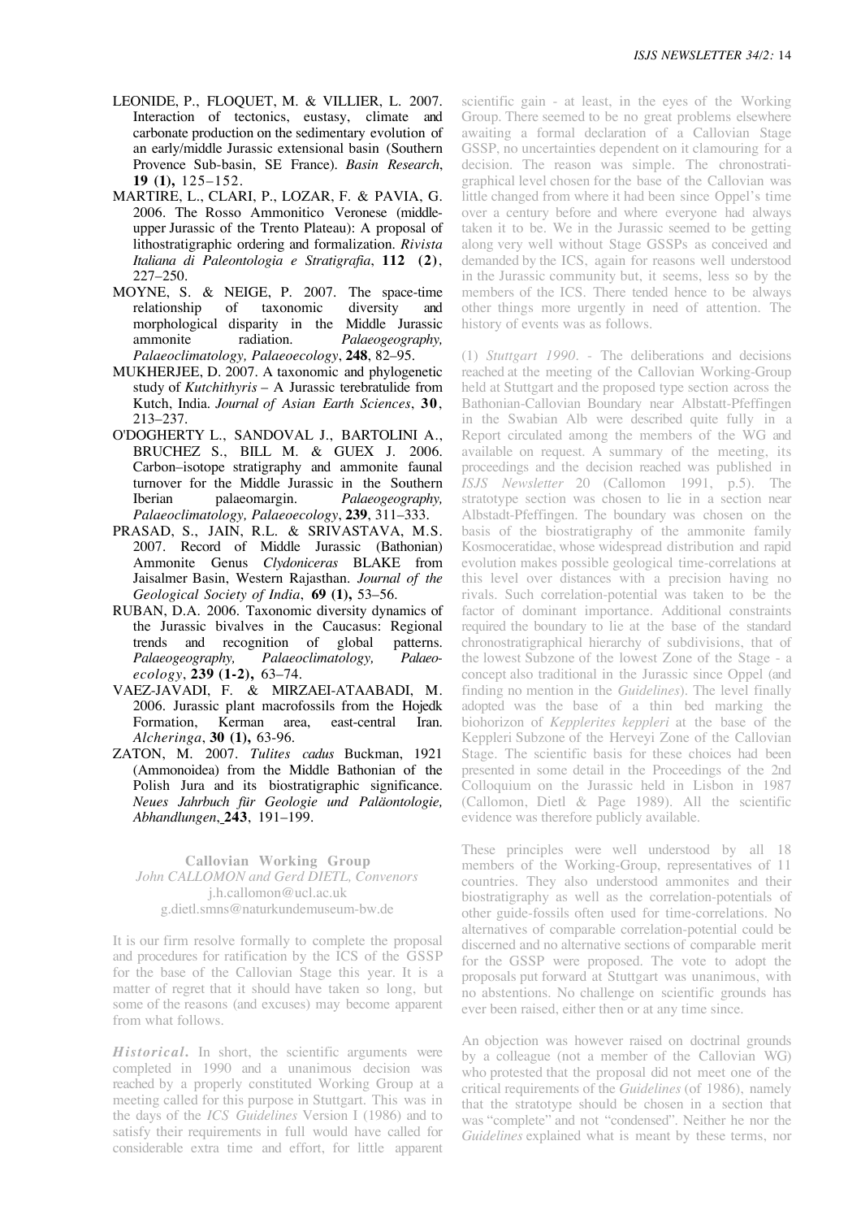LEONIDE, P., FLOQUET, M. & VILLIER, L. 2007. Interaction of tectonics, eustasy, climate and carbonate production on the sedimentary evolution of an early/middle Jurassic extensional basin (Southern Provence Sub-basin, SE France). *Basin Research*, **19 (1),** 125–152.

MARTIRE, L., CLARI, P., LOZAR, F. & PAVIA, G. 2006. The Rosso Ammonitico Veronese (middle-upper Jurassic of the Trento Plateau): A proposal of lithostratigraphic ordering and formalization. *Rivista Italiana di Paleontologia e Stratigrafia*, **112 (2)**, 227–250.

MOYNE, S. & NEIGE, P. 2007. The space-time relationship of taxonomic diversity and morphological disparity in the Middle Jurassic ammonite radiation. *Palaeogeography, Palaeoclimatology, Palaeoecology*, **248**, 82–95.

MUKHERJEE, D. 2007. A taxonomic and phylogenetic study of *Kutchithyris* – A Jurassic terebratulide from Kutch, India. *Journal of Asian Earth Sciences*, **30**, 213–237.

O'DOGHERTY L., SANDOVAL J., BARTOLINI A., BRUCHEZ S., BILL M. & GUEX J. 2006. Carbon–isotope stratigraphy and ammonite faunal turnover for the Middle Jurassic in the Southern Iberian palaeomargin. *Palaeogeography, Palaeoclimatology, Palaeoecology*, **239**, 311–333.

PRASAD, S., JAIN, R.L. & SRIVASTAVA, M.S. 2007. Record of Middle Jurassic (Bathonian) Ammonite Genus *Clydoniceras* BLAKE from Jaisalmer Basin, Western Rajasthan. *Journal of the Geological Society of India*, **69 (1),** 53–56.

RUBAN, D.A. 2006. Taxonomic diversity dynamics of the Jurassic bivalves in the Caucasus: Regional trends and recognition of global patterns. *Palaeogeography, Palaeoclimatology, Palaeoecology*, **239 (1-2),** 63–74.

VAEZ-JAVADI, F. & MIRZAEI-ATAABADI, M. 2006. Jurassic plant macrofossils from the Hojedk Formation, Kerman area, east-central Iran. *Alcheringa*, **30 (1),** 63-96.

ZATON, M. 2007. *Tulites cadus* Buckman, 1921 (Ammonoidea) from the Middle Bathonian of the Polish Jura and its biostratigraphic significance. *Neues Jahrbuch für Geologie und Paläontologie, Abhandlungen*, **243**, 191–199.

## Callovian Working Group

*John CALLOMON and Gerd DIETL, Convenors*
j.h.callomon@ucl.ac.uk
g.dietl.smns@naturkundemuseum-bw.de

It is our firm resolve formally to complete the proposal and procedures for ratification by the ICS of the GSSP for the base of the Callovian Stage this year. It is a matter of regret that it should have taken so long, but some of the reasons (and excuses) may become apparent from what follows.

***Historical.*** In short, the scientific arguments were completed in 1990 and a unanimous decision was reached by a properly constituted Working Group at a meeting called for this purpose in Stuttgart. This was in the days of the *ICS Guidelines* Version I (1986) and to satisfy their requirements in full would have called for considerable extra time and effort, for little apparent scientific gain - at least, in the eyes of the Working Group. There seemed to be no great problems elsewhere awaiting a formal declaration of a Callovian Stage GSSP, no uncertainties dependent on it clamouring for a decision. The reason was simple. The chronostratigraphical level chosen for the base of the Callovian was little changed from where it had been since Oppel's time over a century before and where everyone had always taken it to be. We in the Jurassic seemed to be getting along very well without Stage GSSPs as conceived and demanded by the ICS, again for reasons well understood in the Jurassic community but, it seems, less so by the members of the ICS. There tended hence to be always other things more urgently in need of attention. The history of events was as follows.

(1) *Stuttgart 1990*. - The deliberations and decisions reached at the meeting of the Callovian Working-Group held at Stuttgart and the proposed type section across the Bathonian-Callovian Boundary near Albstatt-Pfeffingen in the Swabian Alb were described quite fully in a Report circulated among the members of the WG and available on request. A summary of the meeting, its proceedings and the decision reached was published in *ISJS Newsletter* 20 (Callomon 1991, p.5). The stratotype section was chosen to lie in a section near Albstadt-Pfeffingen. The boundary was chosen on the basis of the biostratigraphy of the ammonite family Kosmoceratidae, whose widespread distribution and rapid evolution makes possible geological time-correlations at this level over distances with a precision having no rivals. Such correlation-potential was taken to be the factor of dominant importance. Additional constraints required the boundary to lie at the base of the standard chronostratigraphical hierarchy of subdivisions, that of the lowest Subzone of the lowest Zone of the Stage - a concept also traditional in the Jurassic since Oppel (and finding no mention in the *Guidelines*). The level finally adopted was the base of a thin bed marking the biohorizon of *Kepplerites keppleri* at the base of the Keppleri Subzone of the Herveyi Zone of the Callovian Stage. The scientific basis for these choices had been presented in some detail in the Proceedings of the 2nd Colloquium on the Jurassic held in Lisbon in 1987 (Callomon, Dietl & Page 1989). All the scientific evidence was therefore publicly available.

These principles were well understood by all 18 members of the Working-Group, representatives of 11 countries. They also understood ammonites and their biostratigraphy as well as the correlation-potentials of other guide-fossils often used for time-correlations. No alternatives of comparable correlation-potential could be discerned and no alternative sections of comparable merit for the GSSP were proposed. The vote to adopt the proposals put forward at Stuttgart was unanimous, with no abstentions. No challenge on scientific grounds has ever been raised, either then or at any time since.

An objection was however raised on doctrinal grounds by a colleague (not a member of the Callovian WG) who protested that the proposal did not meet one of the critical requirements of the *Guidelines* (of 1986), namely that the stratotype should be chosen in a section that was "complete" and not "condensed". Neither he nor the *Guidelines* explained what is meant by these terms, nor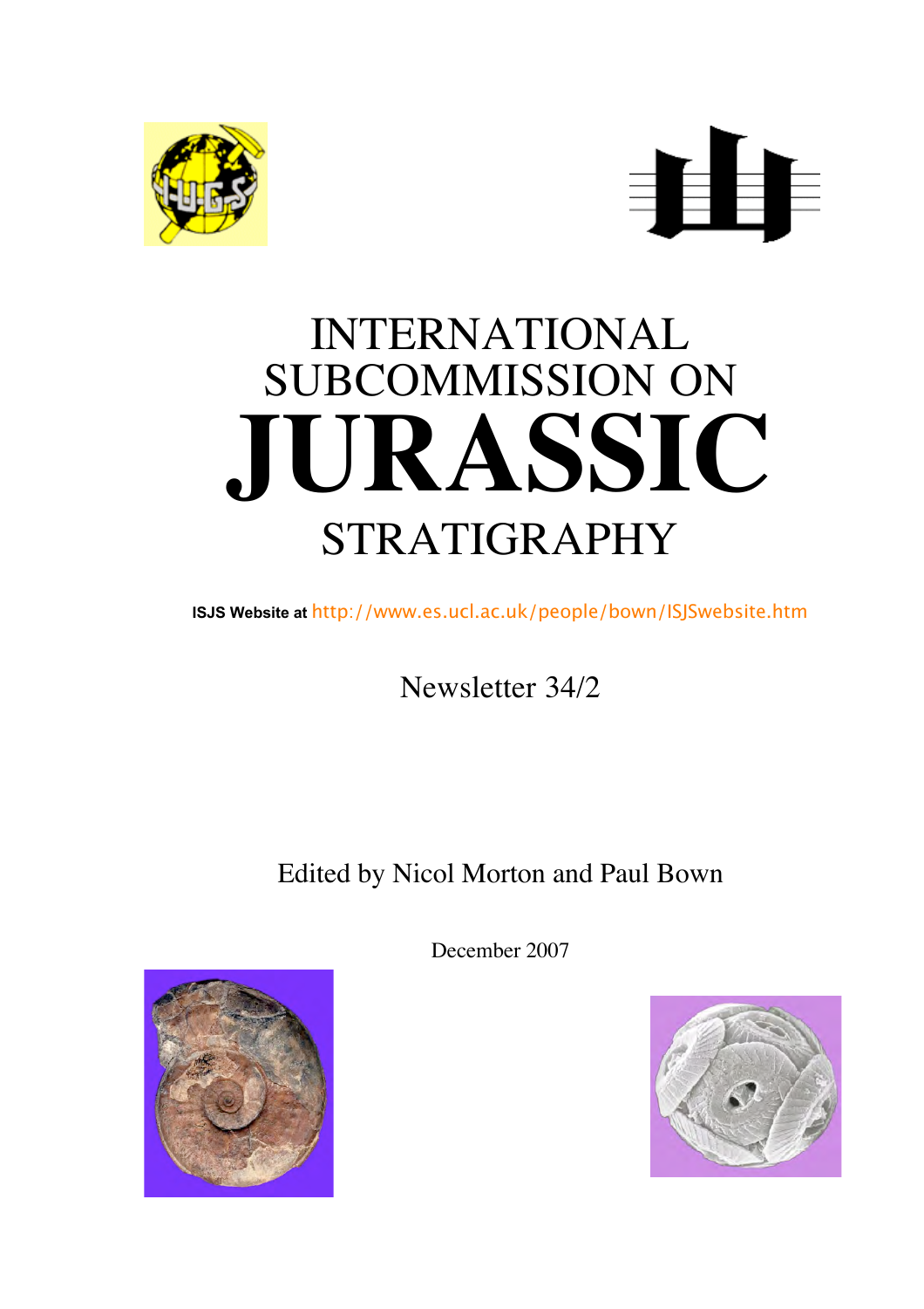# INTERNATIONAL SUBCOMMISSION ON JURASSIC STRATIGRAPHY

**ISJS Website at** http://www.es.ucl.ac.uk/people/bown/ISJSwebsite.htm

Newsletter 34/2

Edited by Nicol Morton and Paul Bown

December 2007